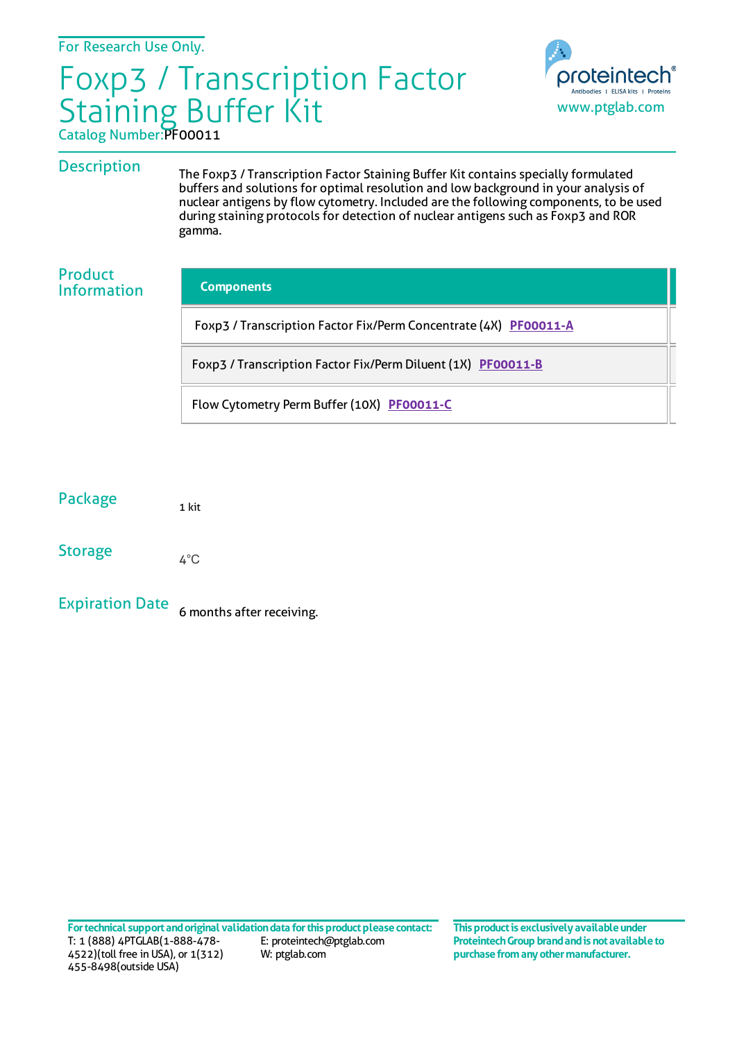For Research Use Only.

# Foxp3 / Transcription Factor Staining Buffer Kit

Catalog Number: PF00011

proteintech® Antibodies | ELISA kits | Proteins
www.ptglab.com

## Description

The Foxp3 / Transcription Factor Staining Buffer Kit contains specially formulated buffers and solutions for optimal resolution and low background in your analysis of nuclear antigens by flow cytometry. Included are the following components, to be used during staining protocols for detection of nuclear antigens such as Foxp3 and ROR gamma.

## Product Information

| Components |
| --- |
| Foxp3 / Transcription Factor Fix/Perm Concentrate (4X) **PF00011-A** |
| Foxp3 / Transcription Factor Fix/Perm Diluent (1X) **PF00011-B** |
| Flow Cytometry Perm Buffer (10X) **PF00011-C** |

## Package

1 kit

## Storage

4°C

## Expiration Date

6 months after receiving.

**For technical support and original validation data for this product please contact:**

T: 1 (888) 4PTGLAB(1-888-478-4522)(toll free in USA), or 1(312) 455-8498(outside USA)

E: proteintech@ptglab.com

W: ptglab.com

**This product is exclusively available under Proteintech Group brand and is not available to purchase from any other manufacturer.**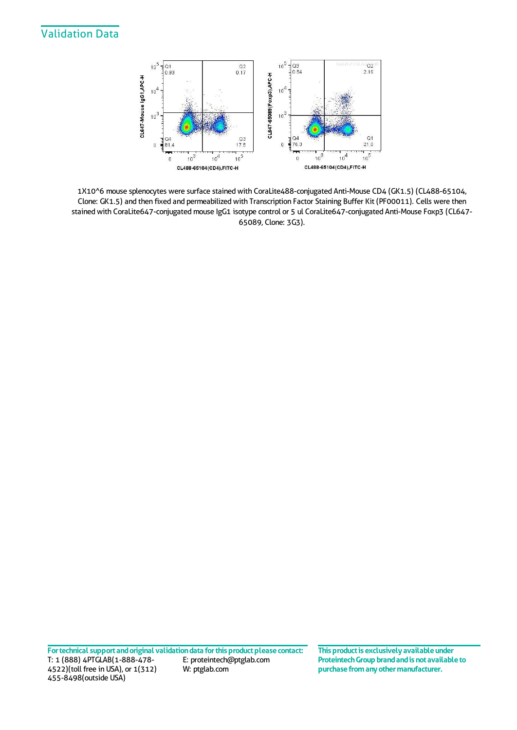## Validation Data

CL647-Mouse IgG1,APC-H

Q1 0.93

Q2 0.17

Q3 17.5

Q4 81.4

CL488-65104(CD4),FITC-H

CL647-65089(Foxp3),APC-H

Q3 0.54

Q2 2.16

Q4 76.3

Q1 21.0

CL488-65104(CD4),FITC-H

1X10^6 mouse splenocytes were surface stained with CoraLite488-conjugated Anti-Mouse CD4 (GK1.5) (CL488-65104, Clone: GK1.5) and then fixed and permeabilized with Transcription Factor Staining Buffer Kit (PF00011). Cells were then stained with CoraLite647-conjugated mouse IgG1 isotype control or 5 ul CoraLite647-conjugated Anti-Mouse Foxp3 (CL647-65089, Clone: 3G3).

**For technical support and original validation data for this product please contact:**

T: 1 (888) 4PTGLAB(1-888-478-4522)(toll free in USA), or 1(312) 455-8498(outside USA)

E: proteintech@ptglab.com

W: ptglab.com

**This product is exclusively available under Proteintech Group brand and is not available to purchase from any other manufacturer.**